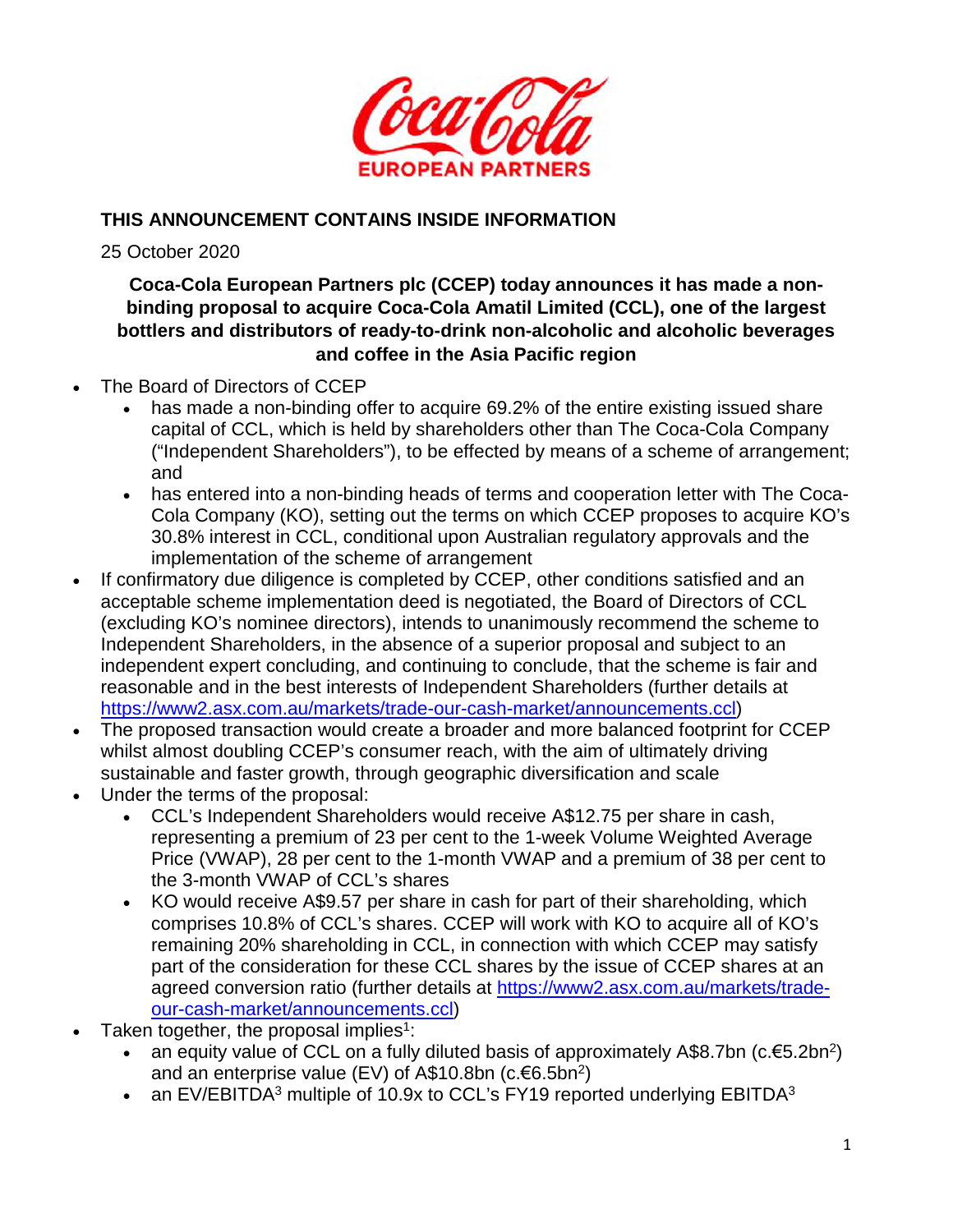**THIS ANNOUNCEMENT CONTAINS INSIDE INFORMATION**

25 October 2020

**Coca-Cola European Partners plc (CCEP) today announces it has made a non-binding proposal to acquire Coca-Cola Amatil Limited (CCL), one of the largest bottlers and distributors of ready-to-drink non-alcoholic and alcoholic beverages and coffee in the Asia Pacific region**

- The Board of Directors of CCEP
  - has made a non-binding offer to acquire 69.2% of the entire existing issued share capital of CCL, which is held by shareholders other than The Coca-Cola Company ("Independent Shareholders"), to be effected by means of a scheme of arrangement; and
  - has entered into a non-binding heads of terms and cooperation letter with The Coca-Cola Company (KO), setting out the terms on which CCEP proposes to acquire KO's 30.8% interest in CCL, conditional upon Australian regulatory approvals and the implementation of the scheme of arrangement
- If confirmatory due diligence is completed by CCEP, other conditions satisfied and an acceptable scheme implementation deed is negotiated, the Board of Directors of CCL (excluding KO's nominee directors), intends to unanimously recommend the scheme to Independent Shareholders, in the absence of a superior proposal and subject to an independent expert concluding, and continuing to conclude, that the scheme is fair and reasonable and in the best interests of Independent Shareholders (further details at https://www2.asx.com.au/markets/trade-our-cash-market/announcements.ccl)
- The proposed transaction would create a broader and more balanced footprint for CCEP whilst almost doubling CCEP's consumer reach, with the aim of ultimately driving sustainable and faster growth, through geographic diversification and scale
- Under the terms of the proposal:
  - CCL's Independent Shareholders would receive A$12.75 per share in cash, representing a premium of 23 per cent to the 1-week Volume Weighted Average Price (VWAP), 28 per cent to the 1-month VWAP and a premium of 38 per cent to the 3-month VWAP of CCL's shares
  - KO would receive A$9.57 per share in cash for part of their shareholding, which comprises 10.8% of CCL's shares. CCEP will work with KO to acquire all of KO's remaining 20% shareholding in CCL, in connection with which CCEP may satisfy part of the consideration for these CCL shares by the issue of CCEP shares at an agreed conversion ratio (further details at https://www2.asx.com.au/markets/trade-our-cash-market/announcements.ccl)
- Taken together, the proposal implies[1]:
  - an equity value of CCL on a fully diluted basis of approximately A$8.7bn (c.€5.2bn[2]) and an enterprise value (EV) of A$10.8bn (c.€6.5bn[2])
  - an EV/EBITDA[3] multiple of 10.9x to CCL's FY19 reported underlying EBITDA[3]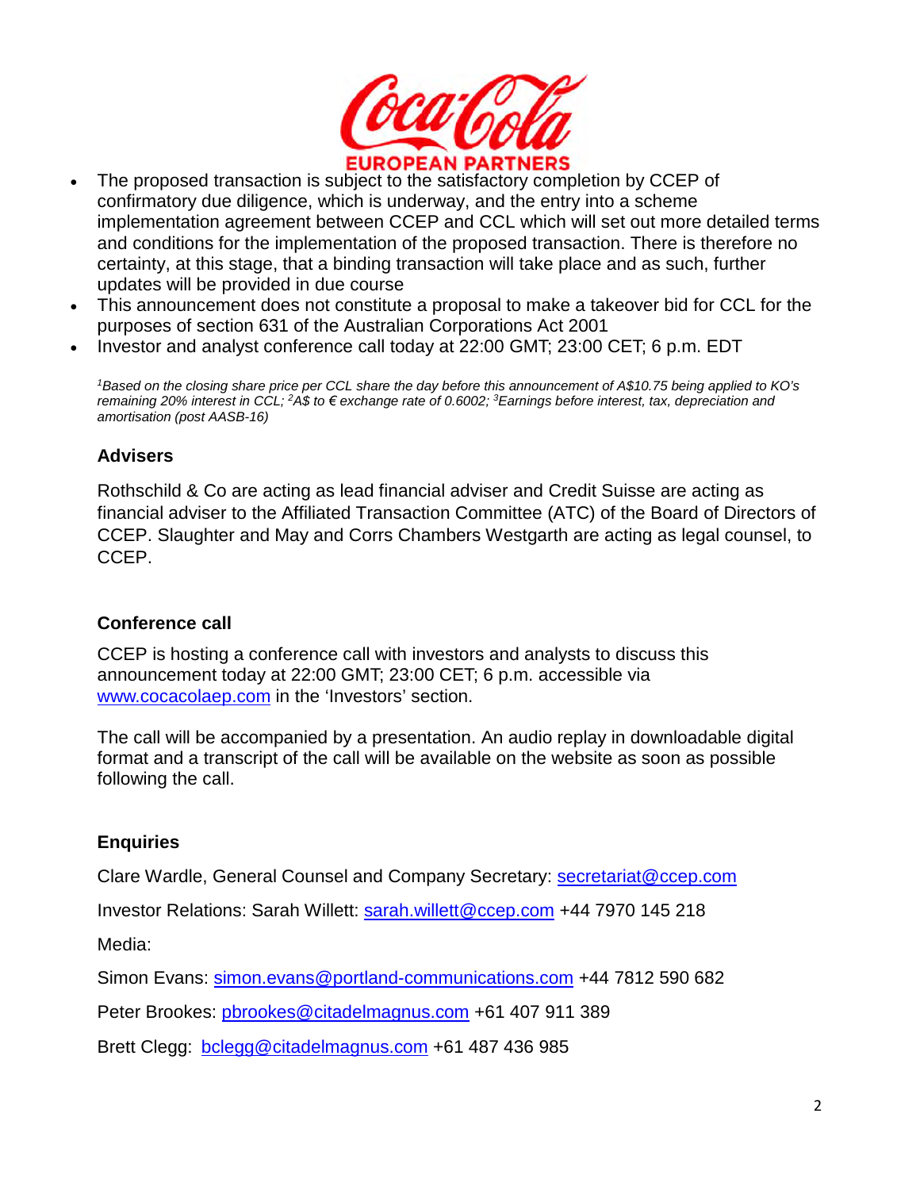- The proposed transaction is subject to the satisfactory completion by CCEP of confirmatory due diligence, which is underway, and the entry into a scheme implementation agreement between CCEP and CCL which will set out more detailed terms and conditions for the implementation of the proposed transaction. There is therefore no certainty, at this stage, that a binding transaction will take place and as such, further updates will be provided in due course
- This announcement does not constitute a proposal to make a takeover bid for CCL for the purposes of section 631 of the Australian Corporations Act 2001
- Investor and analyst conference call today at 22:00 GMT; 23:00 CET; 6 p.m. EDT

*[1]Based on the closing share price per CCL share the day before this announcement of A$10.75 being applied to KO's remaining 20% interest in CCL; [2]A$ to € exchange rate of 0.6002; [3]Earnings before interest, tax, depreciation and amortisation (post AASB-16)*

## Advisers

Rothschild & Co are acting as lead financial adviser and Credit Suisse are acting as financial adviser to the Affiliated Transaction Committee (ATC) of the Board of Directors of CCEP. Slaughter and May and Corrs Chambers Westgarth are acting as legal counsel, to CCEP.

## Conference call

CCEP is hosting a conference call with investors and analysts to discuss this announcement today at 22:00 GMT; 23:00 CET; 6 p.m. accessible via www.cocacolaep.com in the 'Investors' section.

The call will be accompanied by a presentation. An audio replay in downloadable digital format and a transcript of the call will be available on the website as soon as possible following the call.

## Enquiries

Clare Wardle, General Counsel and Company Secretary: secretariat@ccep.com

Investor Relations: Sarah Willett: sarah.willett@ccep.com +44 7970 145 218

Media:

Simon Evans: simon.evans@portland-communications.com +44 7812 590 682

Peter Brookes: pbrookes@citadelmagnus.com +61 407 911 389

Brett Clegg: bclegg@citadelmagnus.com +61 487 436 985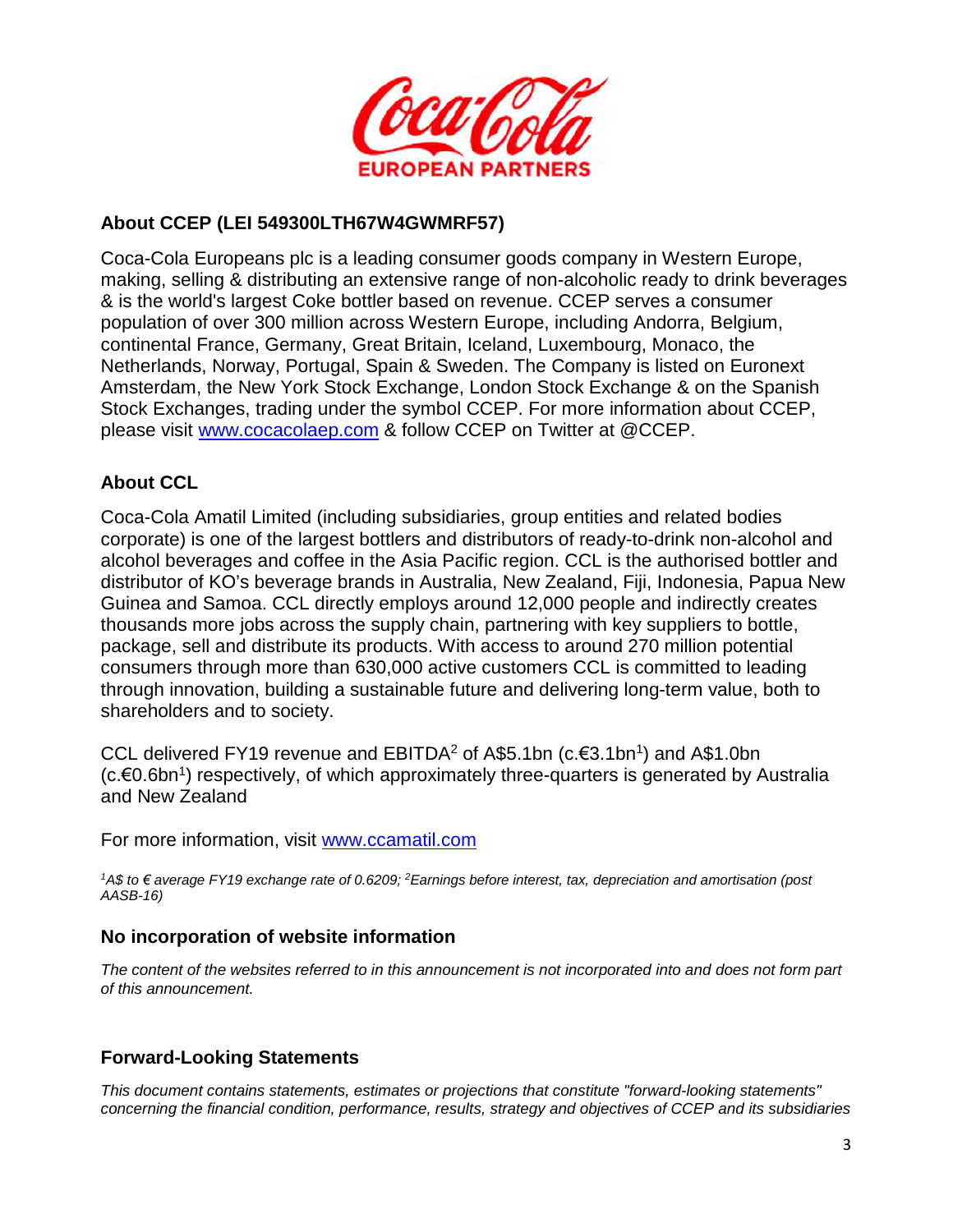## About CCEP (LEI 549300LTH67W4GWMRF57)

Coca-Cola Europeans plc is a leading consumer goods company in Western Europe, making, selling & distributing an extensive range of non-alcoholic ready to drink beverages & is the world's largest Coke bottler based on revenue. CCEP serves a consumer population of over 300 million across Western Europe, including Andorra, Belgium, continental France, Germany, Great Britain, Iceland, Luxembourg, Monaco, the Netherlands, Norway, Portugal, Spain & Sweden. The Company is listed on Euronext Amsterdam, the New York Stock Exchange, London Stock Exchange & on the Spanish Stock Exchanges, trading under the symbol CCEP. For more information about CCEP, please visit www.cocacolaep.com & follow CCEP on Twitter at @CCEP.

## About CCL

Coca-Cola Amatil Limited (including subsidiaries, group entities and related bodies corporate) is one of the largest bottlers and distributors of ready-to-drink non-alcohol and alcohol beverages and coffee in the Asia Pacific region. CCL is the authorised bottler and distributor of KO's beverage brands in Australia, New Zealand, Fiji, Indonesia, Papua New Guinea and Samoa. CCL directly employs around 12,000 people and indirectly creates thousands more jobs across the supply chain, partnering with key suppliers to bottle, package, sell and distribute its products. With access to around 270 million potential consumers through more than 630,000 active customers CCL is committed to leading through innovation, building a sustainable future and delivering long-term value, both to shareholders and to society.

CCL delivered FY19 revenue and EBITDA[2] of A$5.1bn (c.€3.1bn[1]) and A$1.0bn (c.€0.6bn[1]) respectively, of which approximately three-quarters is generated by Australia and New Zealand

For more information, visit www.ccamatil.com

*[1]A$ to € average FY19 exchange rate of 0.6209; [2]Earnings before interest, tax, depreciation and amortisation (post AASB-16)*

## No incorporation of website information

*The content of the websites referred to in this announcement is not incorporated into and does not form part of this announcement.*

## Forward-Looking Statements

*This document contains statements, estimates or projections that constitute "forward-looking statements" concerning the financial condition, performance, results, strategy and objectives of CCEP and its subsidiaries*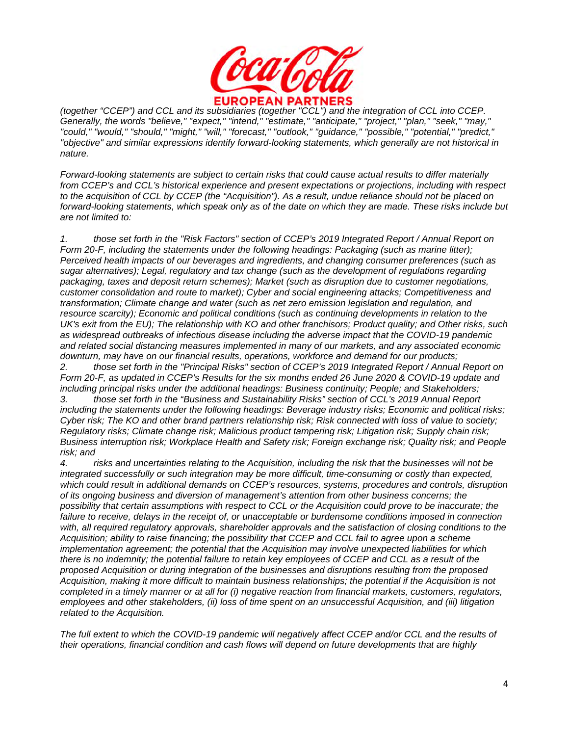*(together "CCEP") and CCL and its subsidiaries (together "CCL") and the integration of CCL into CCEP. Generally, the words "believe," "expect," "intend," "estimate," "anticipate," "project," "plan," "seek," "may," "could," "would," "should," "might," "will," "forecast," "outlook," "guidance," "possible," "potential," "predict," "objective" and similar expressions identify forward-looking statements, which generally are not historical in nature.*

*Forward-looking statements are subject to certain risks that could cause actual results to differ materially from CCEP's and CCL's historical experience and present expectations or projections, including with respect to the acquisition of CCL by CCEP (the "Acquisition"). As a result, undue reliance should not be placed on forward-looking statements, which speak only as of the date on which they are made. These risks include but are not limited to:*

1. *those set forth in the "Risk Factors" section of CCEP's 2019 Integrated Report / Annual Report on Form 20-F, including the statements under the following headings: Packaging (such as marine litter); Perceived health impacts of our beverages and ingredients, and changing consumer preferences (such as sugar alternatives); Legal, regulatory and tax change (such as the development of regulations regarding packaging, taxes and deposit return schemes); Market (such as disruption due to customer negotiations, customer consolidation and route to market); Cyber and social engineering attacks; Competitiveness and transformation; Climate change and water (such as net zero emission legislation and regulation, and resource scarcity); Economic and political conditions (such as continuing developments in relation to the UK's exit from the EU); The relationship with KO and other franchisors; Product quality; and Other risks, such as widespread outbreaks of infectious disease including the adverse impact that the COVID-19 pandemic and related social distancing measures implemented in many of our markets, and any associated economic downturn, may have on our financial results, operations, workforce and demand for our products;*
2. *those set forth in the "Principal Risks" section of CCEP's 2019 Integrated Report / Annual Report on Form 20-F, as updated in CCEP's Results for the six months ended 26 June 2020 & COVID-19 update and including principal risks under the additional headings: Business continuity; People; and Stakeholders;*
3. *those set forth in the "Business and Sustainability Risks" section of CCL's 2019 Annual Report including the statements under the following headings: Beverage industry risks; Economic and political risks; Cyber risk; The KO and other brand partners relationship risk; Risk connected with loss of value to society; Regulatory risks; Climate change risk; Malicious product tampering risk; Litigation risk; Supply chain risk; Business interruption risk; Workplace Health and Safety risk; Foreign exchange risk; Quality risk; and People risk; and*
4. *risks and uncertainties relating to the Acquisition, including the risk that the businesses will not be integrated successfully or such integration may be more difficult, time-consuming or costly than expected, which could result in additional demands on CCEP's resources, systems, procedures and controls, disruption of its ongoing business and diversion of management's attention from other business concerns; the possibility that certain assumptions with respect to CCL or the Acquisition could prove to be inaccurate; the failure to receive, delays in the receipt of, or unacceptable or burdensome conditions imposed in connection with, all required regulatory approvals, shareholder approvals and the satisfaction of closing conditions to the Acquisition; ability to raise financing; the possibility that CCEP and CCL fail to agree upon a scheme implementation agreement; the potential that the Acquisition may involve unexpected liabilities for which there is no indemnity; the potential failure to retain key employees of CCEP and CCL as a result of the proposed Acquisition or during integration of the businesses and disruptions resulting from the proposed Acquisition, making it more difficult to maintain business relationships; the potential if the Acquisition is not completed in a timely manner or at all for (i) negative reaction from financial markets, customers, regulators, employees and other stakeholders, (ii) loss of time spent on an unsuccessful Acquisition, and (iii) litigation related to the Acquisition.*

*The full extent to which the COVID-19 pandemic will negatively affect CCEP and/or CCL and the results of their operations, financial condition and cash flows will depend on future developments that are highly*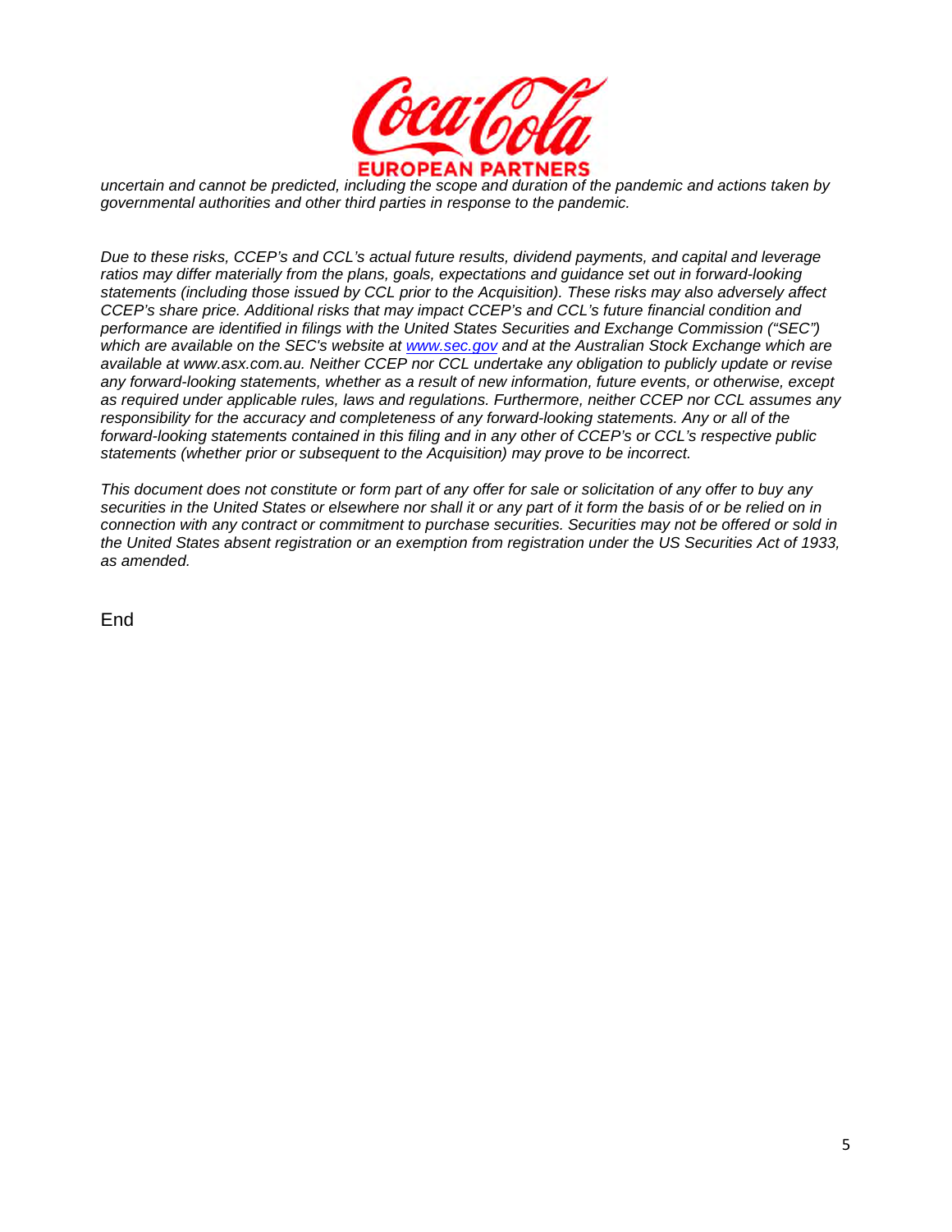*uncertain and cannot be predicted, including the scope and duration of the pandemic and actions taken by governmental authorities and other third parties in response to the pandemic.*

*Due to these risks, CCEP's and CCL's actual future results, dividend payments, and capital and leverage ratios may differ materially from the plans, goals, expectations and guidance set out in forward-looking statements (including those issued by CCL prior to the Acquisition). These risks may also adversely affect CCEP's share price. Additional risks that may impact CCEP's and CCL's future financial condition and performance are identified in filings with the United States Securities and Exchange Commission ("SEC") which are available on the SEC's website at www.sec.gov and at the Australian Stock Exchange which are available at www.asx.com.au. Neither CCEP nor CCL undertake any obligation to publicly update or revise any forward-looking statements, whether as a result of new information, future events, or otherwise, except as required under applicable rules, laws and regulations. Furthermore, neither CCEP nor CCL assumes any responsibility for the accuracy and completeness of any forward-looking statements. Any or all of the forward-looking statements contained in this filing and in any other of CCEP's or CCL's respective public statements (whether prior or subsequent to the Acquisition) may prove to be incorrect.*

*This document does not constitute or form part of any offer for sale or solicitation of any offer to buy any securities in the United States or elsewhere nor shall it or any part of it form the basis of or be relied on in connection with any contract or commitment to purchase securities. Securities may not be offered or sold in the United States absent registration or an exemption from registration under the US Securities Act of 1933, as amended.*

End